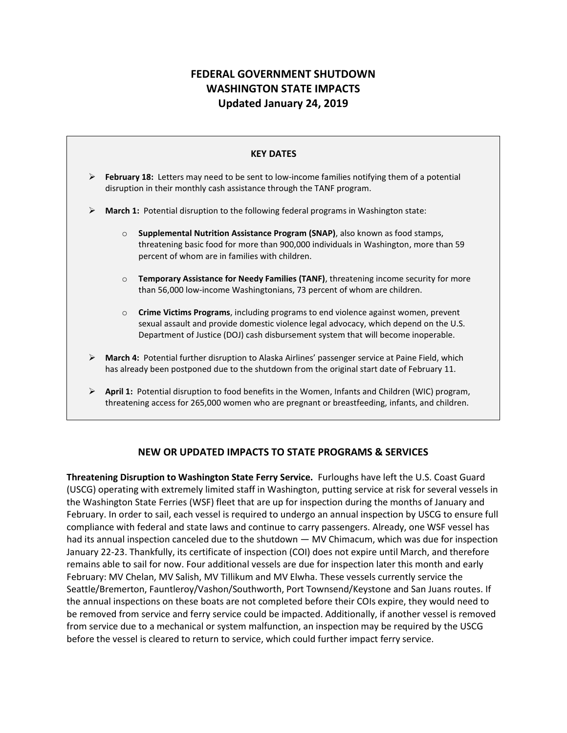# FEDERAL GOVERNMENT SHUTDOWN
# WASHINGTON STATE IMPACTS
# Updated January 24, 2019

## KEY DATES

- **February 18:** Letters may need to be sent to low-income families notifying them of a potential disruption in their monthly cash assistance through the TANF program.

- **March 1:** Potential disruption to the following federal programs in Washington state:

  - **Supplemental Nutrition Assistance Program (SNAP)**, also known as food stamps, threatening basic food for more than 900,000 individuals in Washington, more than 59 percent of whom are in families with children.

  - **Temporary Assistance for Needy Families (TANF)**, threatening income security for more than 56,000 low-income Washingtonians, 73 percent of whom are children.

  - **Crime Victims Programs**, including programs to end violence against women, prevent sexual assault and provide domestic violence legal advocacy, which depend on the U.S. Department of Justice (DOJ) cash disbursement system that will become inoperable.

- **March 4:** Potential further disruption to Alaska Airlines' passenger service at Paine Field, which has already been postponed due to the shutdown from the original start date of February 11.

- **April 1:** Potential disruption to food benefits in the Women, Infants and Children (WIC) program, threatening access for 265,000 women who are pregnant or breastfeeding, infants, and children.

## NEW OR UPDATED IMPACTS TO STATE PROGRAMS & SERVICES

**Threatening Disruption to Washington State Ferry Service.** Furloughs have left the U.S. Coast Guard (USCG) operating with extremely limited staff in Washington, putting service at risk for several vessels in the Washington State Ferries (WSF) fleet that are up for inspection during the months of January and February. In order to sail, each vessel is required to undergo an annual inspection by USCG to ensure full compliance with federal and state laws and continue to carry passengers. Already, one WSF vessel has had its annual inspection canceled due to the shutdown — MV Chimacum, which was due for inspection January 22-23. Thankfully, its certificate of inspection (COI) does not expire until March, and therefore remains able to sail for now. Four additional vessels are due for inspection later this month and early February: MV Chelan, MV Salish, MV Tillikum and MV Elwha. These vessels currently service the Seattle/Bremerton, Fauntleroy/Vashon/Southworth, Port Townsend/Keystone and San Juans routes. If the annual inspections on these boats are not completed before their COIs expire, they would need to be removed from service and ferry service could be impacted. Additionally, if another vessel is removed from service due to a mechanical or system malfunction, an inspection may be required by the USCG before the vessel is cleared to return to service, which could further impact ferry service.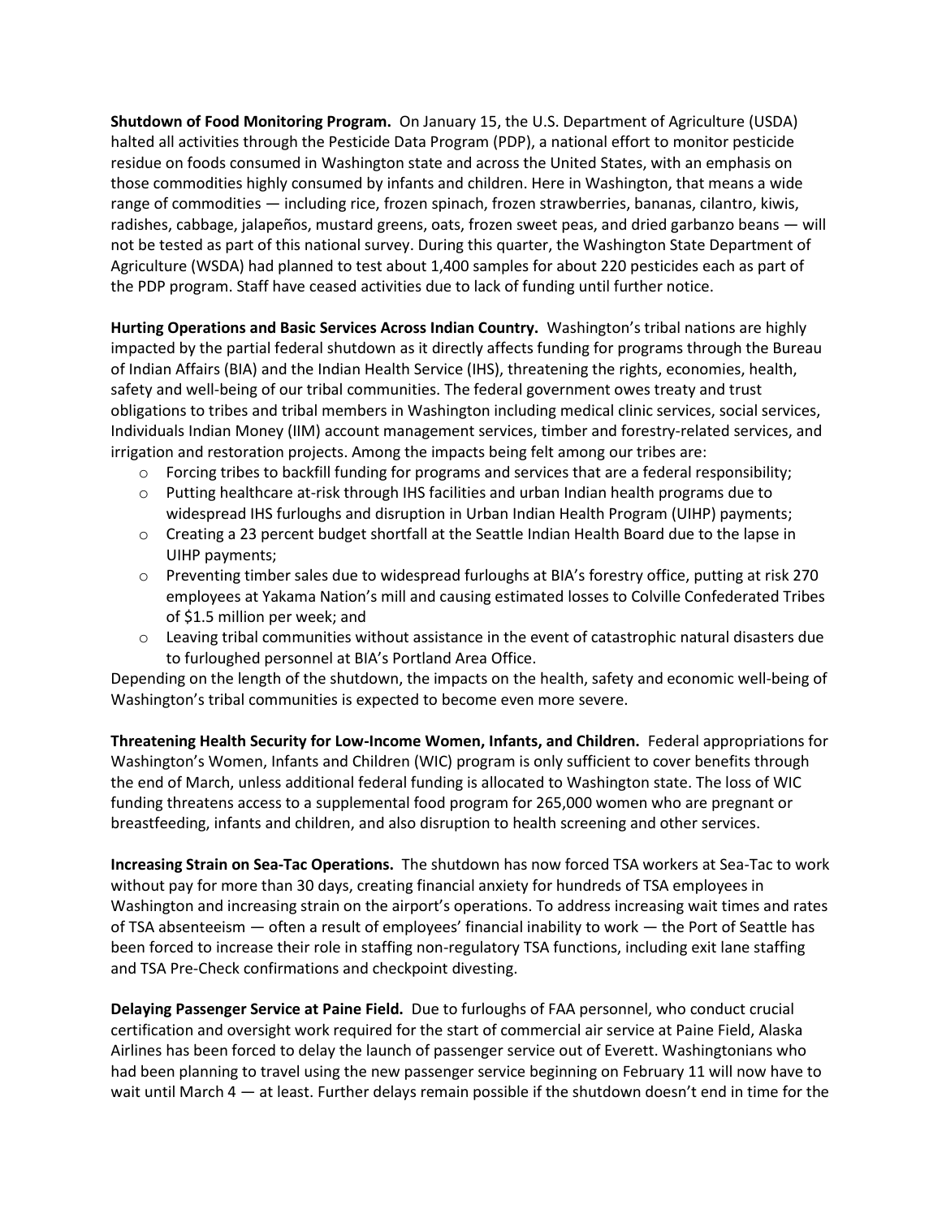**Shutdown of Food Monitoring Program.** On January 15, the U.S. Department of Agriculture (USDA) halted all activities through the Pesticide Data Program (PDP), a national effort to monitor pesticide residue on foods consumed in Washington state and across the United States, with an emphasis on those commodities highly consumed by infants and children. Here in Washington, that means a wide range of commodities — including rice, frozen spinach, frozen strawberries, bananas, cilantro, kiwis, radishes, cabbage, jalapeños, mustard greens, oats, frozen sweet peas, and dried garbanzo beans — will not be tested as part of this national survey. During this quarter, the Washington State Department of Agriculture (WSDA) had planned to test about 1,400 samples for about 220 pesticides each as part of the PDP program. Staff have ceased activities due to lack of funding until further notice.

**Hurting Operations and Basic Services Across Indian Country.** Washington's tribal nations are highly impacted by the partial federal shutdown as it directly affects funding for programs through the Bureau of Indian Affairs (BIA) and the Indian Health Service (IHS), threatening the rights, economies, health, safety and well-being of our tribal communities. The federal government owes treaty and trust obligations to tribes and tribal members in Washington including medical clinic services, social services, Individuals Indian Money (IIM) account management services, timber and forestry-related services, and irrigation and restoration projects. Among the impacts being felt among our tribes are:

- Forcing tribes to backfill funding for programs and services that are a federal responsibility;
- Putting healthcare at-risk through IHS facilities and urban Indian health programs due to widespread IHS furloughs and disruption in Urban Indian Health Program (UIHP) payments;
- Creating a 23 percent budget shortfall at the Seattle Indian Health Board due to the lapse in UIHP payments;
- Preventing timber sales due to widespread furloughs at BIA's forestry office, putting at risk 270 employees at Yakama Nation's mill and causing estimated losses to Colville Confederated Tribes of $1.5 million per week; and
- Leaving tribal communities without assistance in the event of catastrophic natural disasters due to furloughed personnel at BIA's Portland Area Office.

Depending on the length of the shutdown, the impacts on the health, safety and economic well-being of Washington's tribal communities is expected to become even more severe.

**Threatening Health Security for Low-Income Women, Infants, and Children.** Federal appropriations for Washington's Women, Infants and Children (WIC) program is only sufficient to cover benefits through the end of March, unless additional federal funding is allocated to Washington state. The loss of WIC funding threatens access to a supplemental food program for 265,000 women who are pregnant or breastfeeding, infants and children, and also disruption to health screening and other services.

**Increasing Strain on Sea-Tac Operations.** The shutdown has now forced TSA workers at Sea-Tac to work without pay for more than 30 days, creating financial anxiety for hundreds of TSA employees in Washington and increasing strain on the airport's operations. To address increasing wait times and rates of TSA absenteeism — often a result of employees' financial inability to work — the Port of Seattle has been forced to increase their role in staffing non-regulatory TSA functions, including exit lane staffing and TSA Pre-Check confirmations and checkpoint divesting.

**Delaying Passenger Service at Paine Field.** Due to furloughs of FAA personnel, who conduct crucial certification and oversight work required for the start of commercial air service at Paine Field, Alaska Airlines has been forced to delay the launch of passenger service out of Everett. Washingtonians who had been planning to travel using the new passenger service beginning on February 11 will now have to wait until March 4 — at least. Further delays remain possible if the shutdown doesn't end in time for the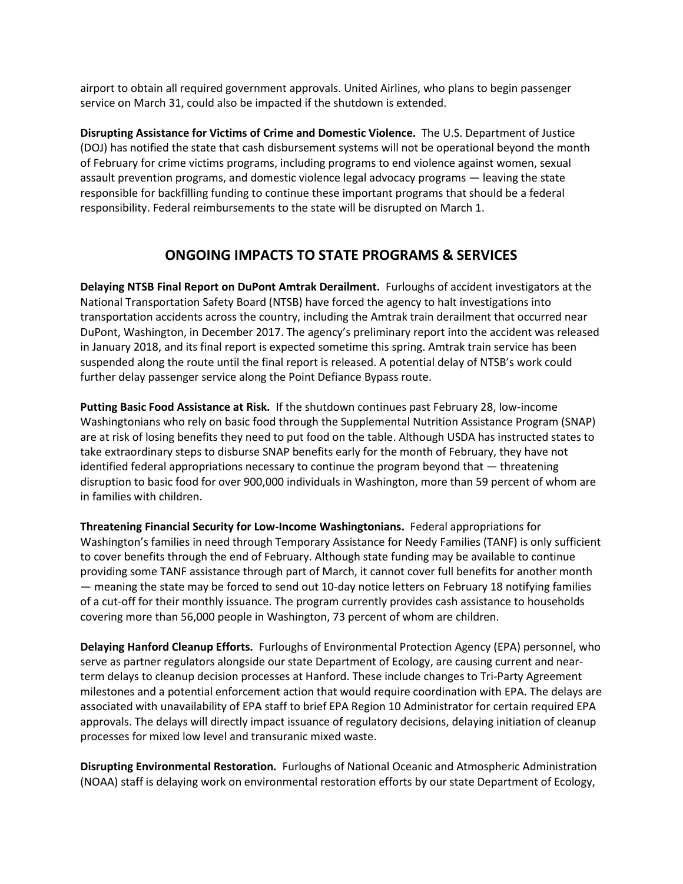airport to obtain all required government approvals. United Airlines, who plans to begin passenger service on March 31, could also be impacted if the shutdown is extended.

**Disrupting Assistance for Victims of Crime and Domestic Violence.** The U.S. Department of Justice (DOJ) has notified the state that cash disbursement systems will not be operational beyond the month of February for crime victims programs, including programs to end violence against women, sexual assault prevention programs, and domestic violence legal advocacy programs — leaving the state responsible for backfilling funding to continue these important programs that should be a federal responsibility. Federal reimbursements to the state will be disrupted on March 1.

## ONGOING IMPACTS TO STATE PROGRAMS & SERVICES

**Delaying NTSB Final Report on DuPont Amtrak Derailment.** Furloughs of accident investigators at the National Transportation Safety Board (NTSB) have forced the agency to halt investigations into transportation accidents across the country, including the Amtrak train derailment that occurred near DuPont, Washington, in December 2017. The agency's preliminary report into the accident was released in January 2018, and its final report is expected sometime this spring. Amtrak train service has been suspended along the route until the final report is released. A potential delay of NTSB's work could further delay passenger service along the Point Defiance Bypass route.

**Putting Basic Food Assistance at Risk.** If the shutdown continues past February 28, low-income Washingtonians who rely on basic food through the Supplemental Nutrition Assistance Program (SNAP) are at risk of losing benefits they need to put food on the table. Although USDA has instructed states to take extraordinary steps to disburse SNAP benefits early for the month of February, they have not identified federal appropriations necessary to continue the program beyond that — threatening disruption to basic food for over 900,000 individuals in Washington, more than 59 percent of whom are in families with children.

**Threatening Financial Security for Low-Income Washingtonians.** Federal appropriations for Washington's families in need through Temporary Assistance for Needy Families (TANF) is only sufficient to cover benefits through the end of February. Although state funding may be available to continue providing some TANF assistance through part of March, it cannot cover full benefits for another month — meaning the state may be forced to send out 10-day notice letters on February 18 notifying families of a cut-off for their monthly issuance. The program currently provides cash assistance to households covering more than 56,000 people in Washington, 73 percent of whom are children.

**Delaying Hanford Cleanup Efforts.** Furloughs of Environmental Protection Agency (EPA) personnel, who serve as partner regulators alongside our state Department of Ecology, are causing current and near-term delays to cleanup decision processes at Hanford. These include changes to Tri-Party Agreement milestones and a potential enforcement action that would require coordination with EPA. The delays are associated with unavailability of EPA staff to brief EPA Region 10 Administrator for certain required EPA approvals. The delays will directly impact issuance of regulatory decisions, delaying initiation of cleanup processes for mixed low level and transuranic mixed waste.

**Disrupting Environmental Restoration.** Furloughs of National Oceanic and Atmospheric Administration (NOAA) staff is delaying work on environmental restoration efforts by our state Department of Ecology,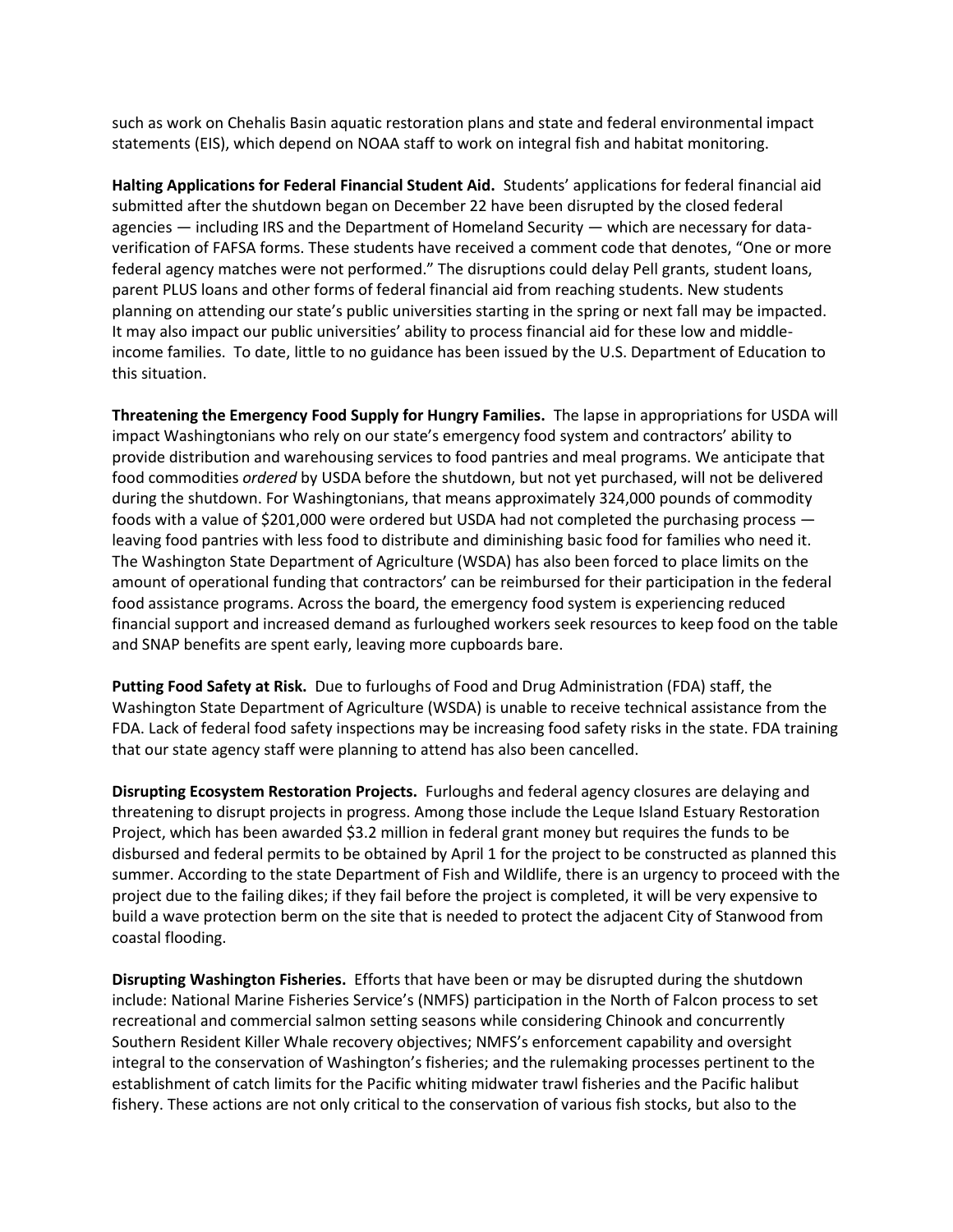such as work on Chehalis Basin aquatic restoration plans and state and federal environmental impact statements (EIS), which depend on NOAA staff to work on integral fish and habitat monitoring.

**Halting Applications for Federal Financial Student Aid.** Students' applications for federal financial aid submitted after the shutdown began on December 22 have been disrupted by the closed federal agencies — including IRS and the Department of Homeland Security — which are necessary for data-verification of FAFSA forms. These students have received a comment code that denotes, "One or more federal agency matches were not performed." The disruptions could delay Pell grants, student loans, parent PLUS loans and other forms of federal financial aid from reaching students. New students planning on attending our state's public universities starting in the spring or next fall may be impacted. It may also impact our public universities' ability to process financial aid for these low and middle-income families. To date, little to no guidance has been issued by the U.S. Department of Education to this situation.

**Threatening the Emergency Food Supply for Hungry Families.** The lapse in appropriations for USDA will impact Washingtonians who rely on our state's emergency food system and contractors' ability to provide distribution and warehousing services to food pantries and meal programs. We anticipate that food commodities *ordered* by USDA before the shutdown, but not yet purchased, will not be delivered during the shutdown. For Washingtonians, that means approximately 324,000 pounds of commodity foods with a value of $201,000 were ordered but USDA had not completed the purchasing process — leaving food pantries with less food to distribute and diminishing basic food for families who need it. The Washington State Department of Agriculture (WSDA) has also been forced to place limits on the amount of operational funding that contractors' can be reimbursed for their participation in the federal food assistance programs. Across the board, the emergency food system is experiencing reduced financial support and increased demand as furloughed workers seek resources to keep food on the table and SNAP benefits are spent early, leaving more cupboards bare.

**Putting Food Safety at Risk.** Due to furloughs of Food and Drug Administration (FDA) staff, the Washington State Department of Agriculture (WSDA) is unable to receive technical assistance from the FDA. Lack of federal food safety inspections may be increasing food safety risks in the state. FDA training that our state agency staff were planning to attend has also been cancelled.

**Disrupting Ecosystem Restoration Projects.** Furloughs and federal agency closures are delaying and threatening to disrupt projects in progress. Among those include the Leque Island Estuary Restoration Project, which has been awarded $3.2 million in federal grant money but requires the funds to be disbursed and federal permits to be obtained by April 1 for the project to be constructed as planned this summer. According to the state Department of Fish and Wildlife, there is an urgency to proceed with the project due to the failing dikes; if they fail before the project is completed, it will be very expensive to build a wave protection berm on the site that is needed to protect the adjacent City of Stanwood from coastal flooding.

**Disrupting Washington Fisheries.** Efforts that have been or may be disrupted during the shutdown include: National Marine Fisheries Service's (NMFS) participation in the North of Falcon process to set recreational and commercial salmon setting seasons while considering Chinook and concurrently Southern Resident Killer Whale recovery objectives; NMFS's enforcement capability and oversight integral to the conservation of Washington's fisheries; and the rulemaking processes pertinent to the establishment of catch limits for the Pacific whiting midwater trawl fisheries and the Pacific halibut fishery. These actions are not only critical to the conservation of various fish stocks, but also to the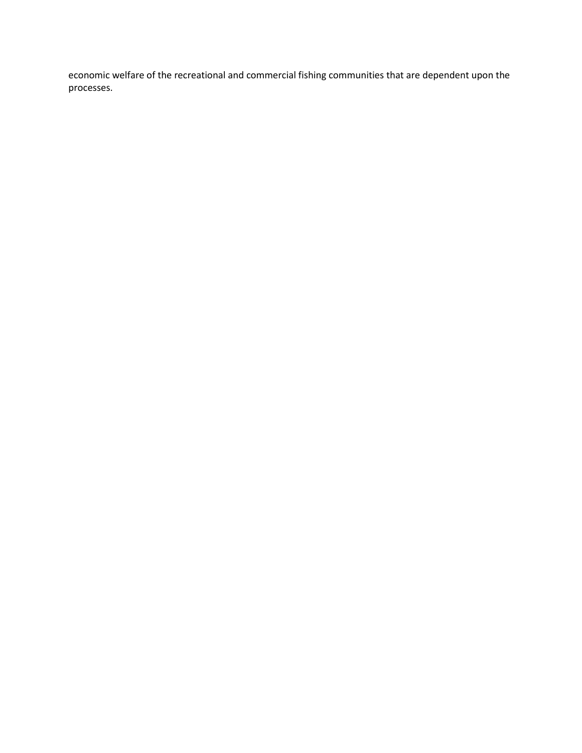economic welfare of the recreational and commercial fishing communities that are dependent upon the processes.